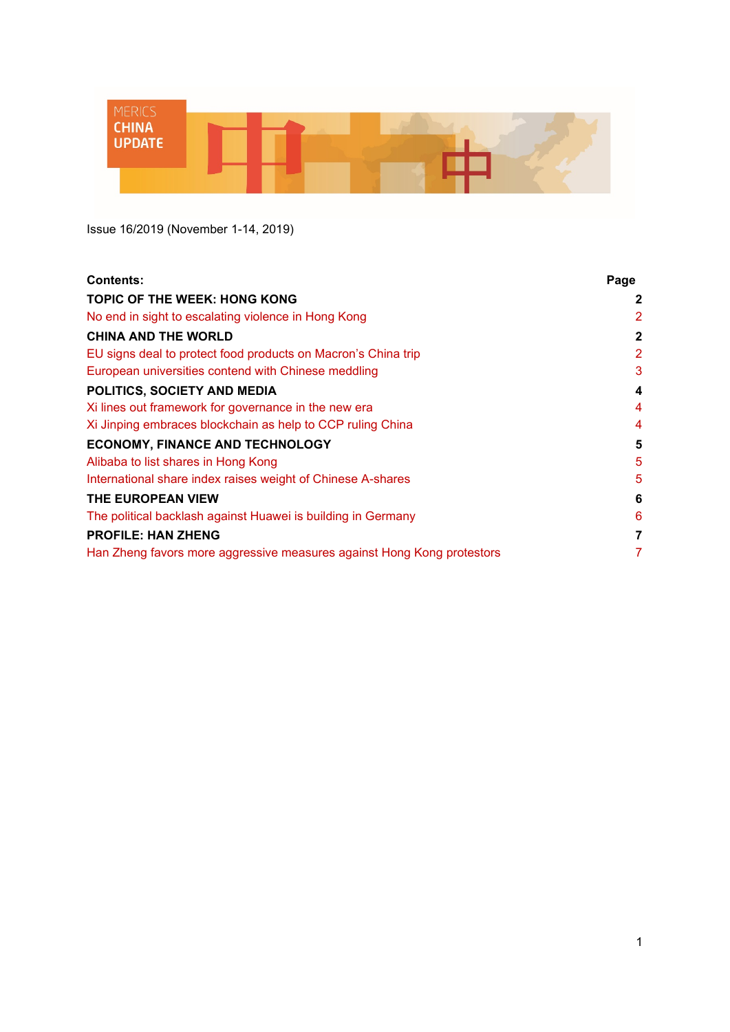MERICS CHINA UPDATE

Issue 16/2019 (November 1-14, 2019)

| Contents: | Page |
| --- | --- |
| **TOPIC OF THE WEEK: HONG KONG** | **2** |
| No end in sight to escalating violence in Hong Kong | 2 |
| **CHINA AND THE WORLD** | **2** |
| EU signs deal to protect food products on Macron's China trip | 2 |
| European universities contend with Chinese meddling | 3 |
| **POLITICS, SOCIETY AND MEDIA** | **4** |
| Xi lines out framework for governance in the new era | 4 |
| Xi Jinping embraces blockchain as help to CCP ruling China | 4 |
| **ECONOMY, FINANCE AND TECHNOLOGY** | **5** |
| Alibaba to list shares in Hong Kong | 5 |
| International share index raises weight of Chinese A-shares | 5 |
| **THE EUROPEAN VIEW** | **6** |
| The political backlash against Huawei is building in Germany | 6 |
| **PROFILE: HAN ZHENG** | **7** |
| Han Zheng favors more aggressive measures against Hong Kong protestors | 7 |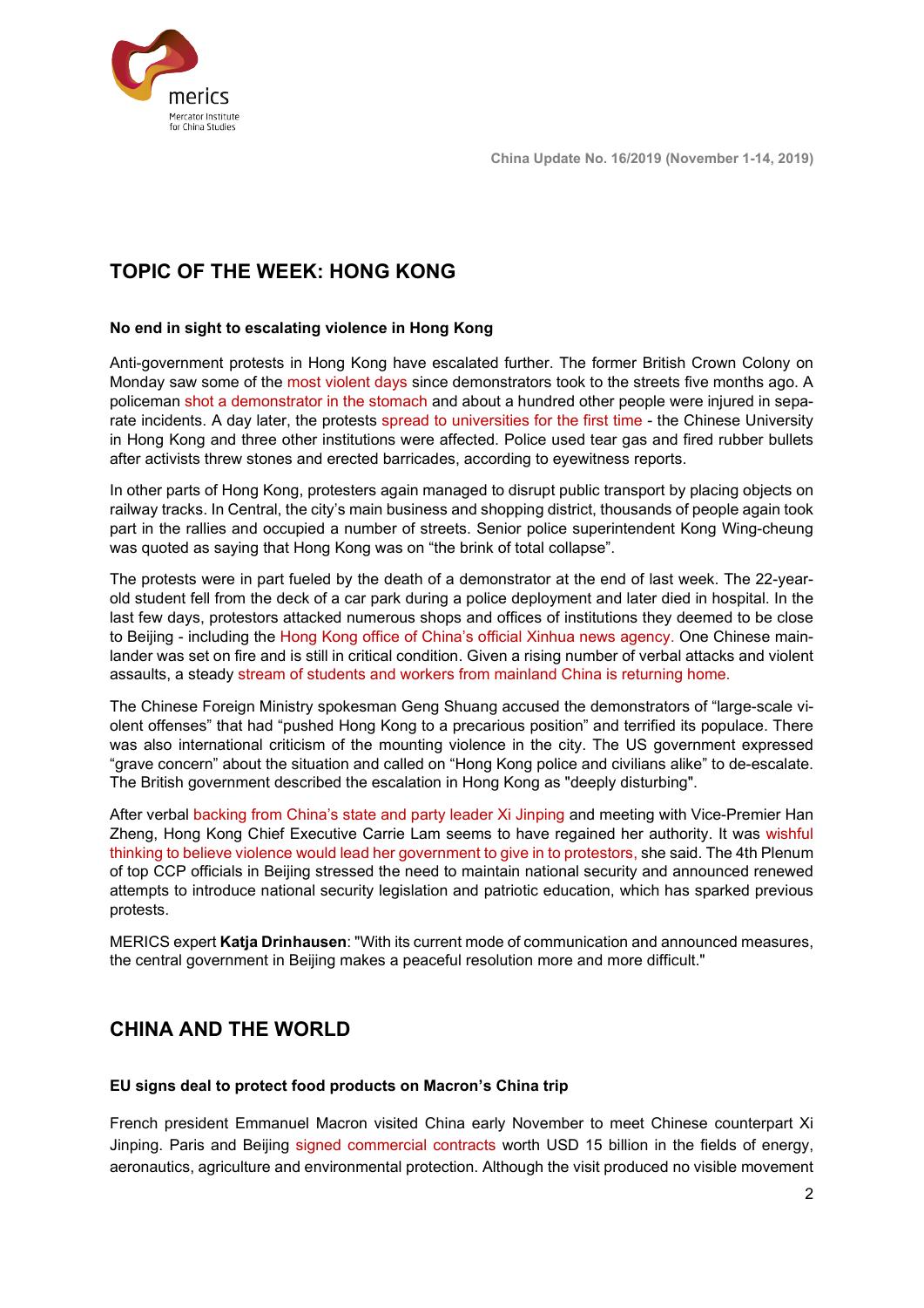## TOPIC OF THE WEEK: HONG KONG

### No end in sight to escalating violence in Hong Kong

Anti-government protests in Hong Kong have escalated further. The former British Crown Colony on Monday saw some of the most violent days since demonstrators took to the streets five months ago. A policeman shot a demonstrator in the stomach and about a hundred other people were injured in separate incidents. A day later, the protests spread to universities for the first time - the Chinese University in Hong Kong and three other institutions were affected. Police used tear gas and fired rubber bullets after activists threw stones and erected barricades, according to eyewitness reports.

In other parts of Hong Kong, protesters again managed to disrupt public transport by placing objects on railway tracks. In Central, the city's main business and shopping district, thousands of people again took part in the rallies and occupied a number of streets. Senior police superintendent Kong Wing-cheung was quoted as saying that Hong Kong was on "the brink of total collapse".

The protests were in part fueled by the death of a demonstrator at the end of last week. The 22-year-old student fell from the deck of a car park during a police deployment and later died in hospital. In the last few days, protestors attacked numerous shops and offices of institutions they deemed to be close to Beijing - including the Hong Kong office of China's official Xinhua news agency. One Chinese mainlander was set on fire and is still in critical condition. Given a rising number of verbal attacks and violent assaults, a steady stream of students and workers from mainland China is returning home.

The Chinese Foreign Ministry spokesman Geng Shuang accused the demonstrators of "large-scale violent offenses" that had "pushed Hong Kong to a precarious position" and terrified its populace. There was also international criticism of the mounting violence in the city. The US government expressed "grave concern" about the situation and called on "Hong Kong police and civilians alike" to de-escalate. The British government described the escalation in Hong Kong as "deeply disturbing".

After verbal backing from China's state and party leader Xi Jinping and meeting with Vice-Premier Han Zheng, Hong Kong Chief Executive Carrie Lam seems to have regained her authority. It was wishful thinking to believe violence would lead her government to give in to protestors, she said. The 4th Plenum of top CCP officials in Beijing stressed the need to maintain national security and announced renewed attempts to introduce national security legislation and patriotic education, which has sparked previous protests.

MERICS expert **Katja Drinhausen**: "With its current mode of communication and announced measures, the central government in Beijing makes a peaceful resolution more and more difficult."

## CHINA AND THE WORLD

### EU signs deal to protect food products on Macron's China trip

French president Emmanuel Macron visited China early November to meet Chinese counterpart Xi Jinping. Paris and Beijing signed commercial contracts worth USD 15 billion in the fields of energy, aeronautics, agriculture and environmental protection. Although the visit produced no visible movement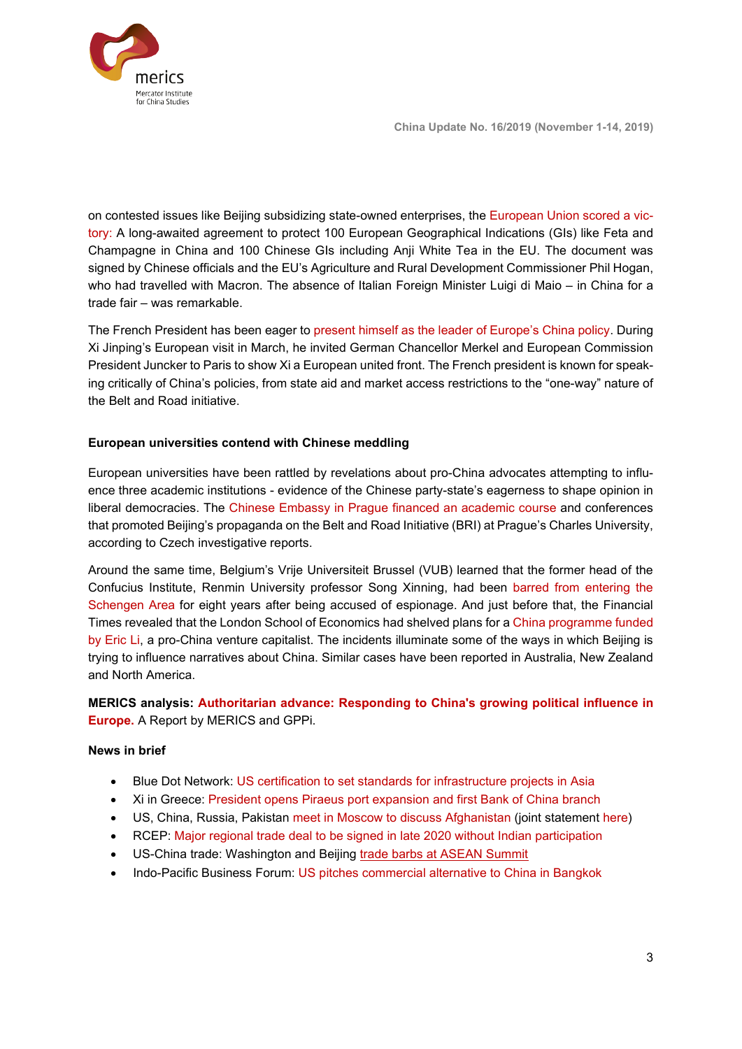on contested issues like Beijing subsidizing state-owned enterprises, the European Union scored a victory: A long-awaited agreement to protect 100 European Geographical Indications (GIs) like Feta and Champagne in China and 100 Chinese GIs including Anji White Tea in the EU. The document was signed by Chinese officials and the EU's Agriculture and Rural Development Commissioner Phil Hogan, who had travelled with Macron. The absence of Italian Foreign Minister Luigi di Maio – in China for a trade fair – was remarkable.

The French President has been eager to present himself as the leader of Europe's China policy. During Xi Jinping's European visit in March, he invited German Chancellor Merkel and European Commission President Juncker to Paris to show Xi a European united front. The French president is known for speaking critically of China's policies, from state aid and market access restrictions to the "one-way" nature of the Belt and Road initiative.

**European universities contend with Chinese meddling**

European universities have been rattled by revelations about pro-China advocates attempting to influence three academic institutions - evidence of the Chinese party-state's eagerness to shape opinion in liberal democracies. The Chinese Embassy in Prague financed an academic course and conferences that promoted Beijing's propaganda on the Belt and Road Initiative (BRI) at Prague's Charles University, according to Czech investigative reports.

Around the same time, Belgium's Vrije Universiteit Brussel (VUB) learned that the former head of the Confucius Institute, Renmin University professor Song Xinning, had been barred from entering the Schengen Area for eight years after being accused of espionage. And just before that, the Financial Times revealed that the London School of Economics had shelved plans for a China programme funded by Eric Li, a pro-China venture capitalist. The incidents illuminate some of the ways in which Beijing is trying to influence narratives about China. Similar cases have been reported in Australia, New Zealand and North America.

**MERICS analysis: Authoritarian advance: Responding to China's growing political influence in Europe.** A Report by MERICS and GPPi.

**News in brief**

- Blue Dot Network: US certification to set standards for infrastructure projects in Asia
- Xi in Greece: President opens Piraeus port expansion and first Bank of China branch
- US, China, Russia, Pakistan meet in Moscow to discuss Afghanistan (joint statement here)
- RCEP: Major regional trade deal to be signed in late 2020 without Indian participation
- US-China trade: Washington and Beijing trade barbs at ASEAN Summit
- Indo-Pacific Business Forum: US pitches commercial alternative to China in Bangkok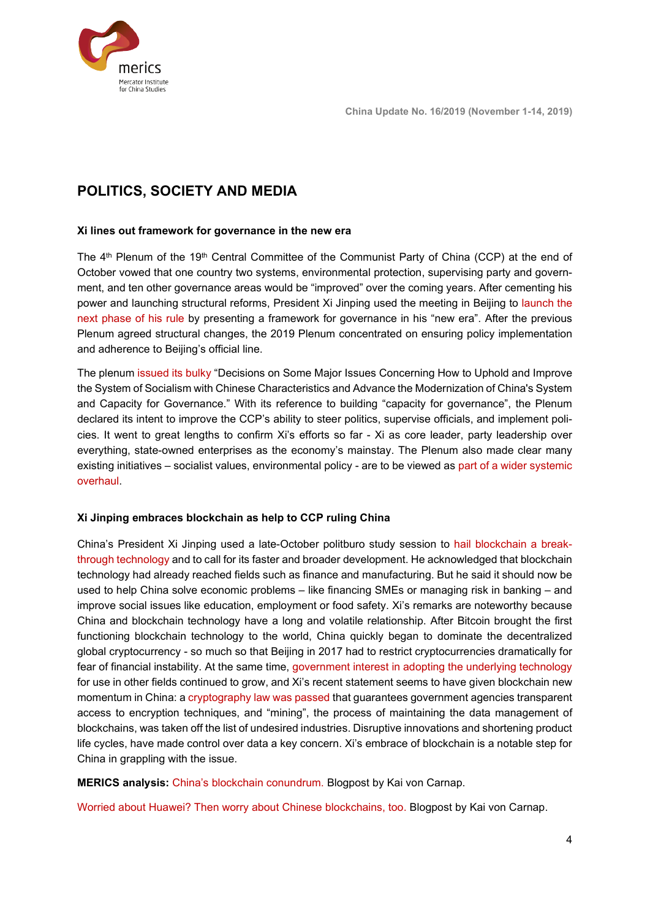## POLITICS, SOCIETY AND MEDIA

**Xi lines out framework for governance in the new era**

The 4th Plenum of the 19th Central Committee of the Communist Party of China (CCP) at the end of October vowed that one country two systems, environmental protection, supervising party and government, and ten other governance areas would be "improved" over the coming years. After cementing his power and launching structural reforms, President Xi Jinping used the meeting in Beijing to launch the next phase of his rule by presenting a framework for governance in his "new era". After the previous Plenum agreed structural changes, the 2019 Plenum concentrated on ensuring policy implementation and adherence to Beijing's official line.

The plenum issued its bulky "Decisions on Some Major Issues Concerning How to Uphold and Improve the System of Socialism with Chinese Characteristics and Advance the Modernization of China's System and Capacity for Governance." With its reference to building "capacity for governance", the Plenum declared its intent to improve the CCP's ability to steer politics, supervise officials, and implement policies. It went to great lengths to confirm Xi's efforts so far - Xi as core leader, party leadership over everything, state-owned enterprises as the economy's mainstay. The Plenum also made clear many existing initiatives – socialist values, environmental policy - are to be viewed as part of a wider systemic overhaul.

**Xi Jinping embraces blockchain as help to CCP ruling China**

China's President Xi Jinping used a late-October politburo study session to hail blockchain a breakthrough technology and to call for its faster and broader development. He acknowledged that blockchain technology had already reached fields such as finance and manufacturing. But he said it should now be used to help China solve economic problems – like financing SMEs or managing risk in banking – and improve social issues like education, employment or food safety. Xi's remarks are noteworthy because China and blockchain technology have a long and volatile relationship. After Bitcoin brought the first functioning blockchain technology to the world, China quickly began to dominate the decentralized global cryptocurrency - so much so that Beijing in 2017 had to restrict cryptocurrencies dramatically for fear of financial instability. At the same time, government interest in adopting the underlying technology for use in other fields continued to grow, and Xi's recent statement seems to have given blockchain new momentum in China: a cryptography law was passed that guarantees government agencies transparent access to encryption techniques, and "mining", the process of maintaining the data management of blockchains, was taken off the list of undesired industries. Disruptive innovations and shortening product life cycles, have made control over data a key concern. Xi's embrace of blockchain is a notable step for China in grappling with the issue.

**MERICS analysis:** China's blockchain conundrum. Blogpost by Kai von Carnap.

Worried about Huawei? Then worry about Chinese blockchains, too. Blogpost by Kai von Carnap.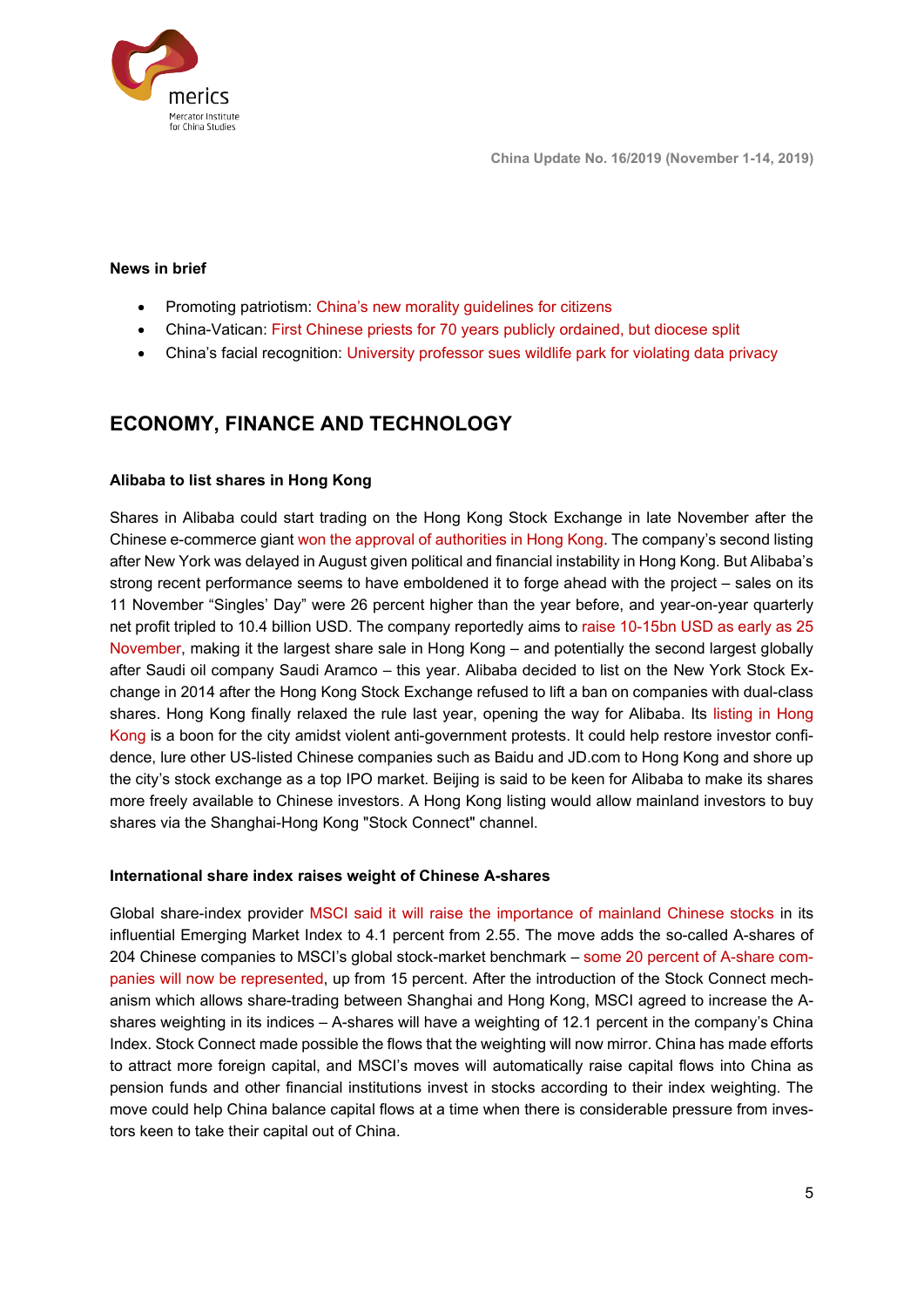**News in brief**

- Promoting patriotism: China's new morality guidelines for citizens
- China-Vatican: First Chinese priests for 70 years publicly ordained, but diocese split
- China's facial recognition: University professor sues wildlife park for violating data privacy

## ECONOMY, FINANCE AND TECHNOLOGY

**Alibaba to list shares in Hong Kong**

Shares in Alibaba could start trading on the Hong Kong Stock Exchange in late November after the Chinese e-commerce giant won the approval of authorities in Hong Kong. The company's second listing after New York was delayed in August given political and financial instability in Hong Kong. But Alibaba's strong recent performance seems to have emboldened it to forge ahead with the project – sales on its 11 November "Singles' Day" were 26 percent higher than the year before, and year-on-year quarterly net profit tripled to 10.4 billion USD. The company reportedly aims to raise 10-15bn USD as early as 25 November, making it the largest share sale in Hong Kong – and potentially the second largest globally after Saudi oil company Saudi Aramco – this year. Alibaba decided to list on the New York Stock Exchange in 2014 after the Hong Kong Stock Exchange refused to lift a ban on companies with dual-class shares. Hong Kong finally relaxed the rule last year, opening the way for Alibaba. Its listing in Hong Kong is a boon for the city amidst violent anti-government protests. It could help restore investor confidence, lure other US-listed Chinese companies such as Baidu and JD.com to Hong Kong and shore up the city's stock exchange as a top IPO market. Beijing is said to be keen for Alibaba to make its shares more freely available to Chinese investors. A Hong Kong listing would allow mainland investors to buy shares via the Shanghai-Hong Kong "Stock Connect" channel.

**International share index raises weight of Chinese A-shares**

Global share-index provider MSCI said it will raise the importance of mainland Chinese stocks in its influential Emerging Market Index to 4.1 percent from 2.55. The move adds the so-called A-shares of 204 Chinese companies to MSCI's global stock-market benchmark – some 20 percent of A-share companies will now be represented, up from 15 percent. After the introduction of the Stock Connect mechanism which allows share-trading between Shanghai and Hong Kong, MSCI agreed to increase the A-shares weighting in its indices – A-shares will have a weighting of 12.1 percent in the company's China Index. Stock Connect made possible the flows that the weighting will now mirror. China has made efforts to attract more foreign capital, and MSCI's moves will automatically raise capital flows into China as pension funds and other financial institutions invest in stocks according to their index weighting. The move could help China balance capital flows at a time when there is considerable pressure from investors keen to take their capital out of China.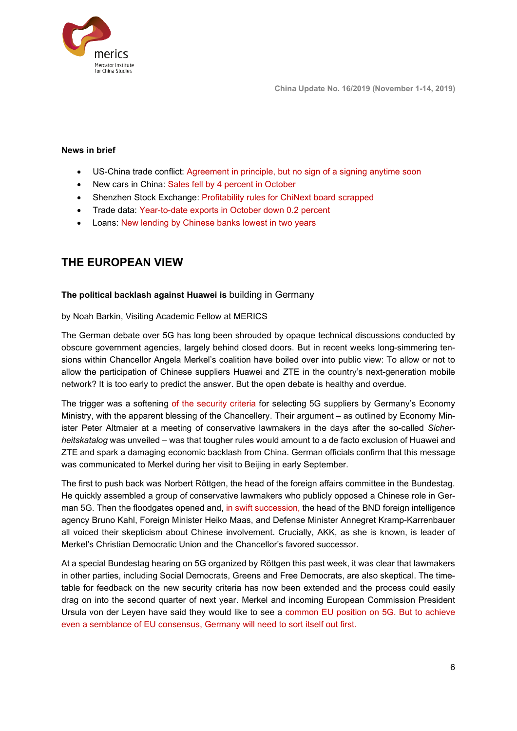**News in brief**

- US-China trade conflict: Agreement in principle, but no sign of a signing anytime soon
- New cars in China: Sales fell by 4 percent in October
- Shenzhen Stock Exchange: Profitability rules for ChiNext board scrapped
- Trade data: Year-to-date exports in October down 0.2 percent
- Loans: New lending by Chinese banks lowest in two years

## THE EUROPEAN VIEW

**The political backlash against Huawei is** building in Germany

by Noah Barkin, Visiting Academic Fellow at MERICS

The German debate over 5G has long been shrouded by opaque technical discussions conducted by obscure government agencies, largely behind closed doors. But in recent weeks long-simmering tensions within Chancellor Angela Merkel's coalition have boiled over into public view: To allow or not to allow the participation of Chinese suppliers Huawei and ZTE in the country's next-generation mobile network? It is too early to predict the answer. But the open debate is healthy and overdue.

The trigger was a softening of the security criteria for selecting 5G suppliers by Germany's Economy Ministry, with the apparent blessing of the Chancellery. Their argument – as outlined by Economy Minister Peter Altmaier at a meeting of conservative lawmakers in the days after the so-called *Sicherheitskatalog* was unveiled – was that tougher rules would amount to a de facto exclusion of Huawei and ZTE and spark a damaging economic backlash from China. German officials confirm that this message was communicated to Merkel during her visit to Beijing in early September.

The first to push back was Norbert Röttgen, the head of the foreign affairs committee in the Bundestag. He quickly assembled a group of conservative lawmakers who publicly opposed a Chinese role in German 5G. Then the floodgates opened and, in swift succession, the head of the BND foreign intelligence agency Bruno Kahl, Foreign Minister Heiko Maas, and Defense Minister Annegret Kramp-Karrenbauer all voiced their skepticism about Chinese involvement. Crucially, AKK, as she is known, is leader of Merkel's Christian Democratic Union and the Chancellor's favored successor.

At a special Bundestag hearing on 5G organized by Röttgen this past week, it was clear that lawmakers in other parties, including Social Democrats, Greens and Free Democrats, are also skeptical. The timetable for feedback on the new security criteria has now been extended and the process could easily drag on into the second quarter of next year. Merkel and incoming European Commission President Ursula von der Leyen have said they would like to see a common EU position on 5G. But to achieve even a semblance of EU consensus, Germany will need to sort itself out first.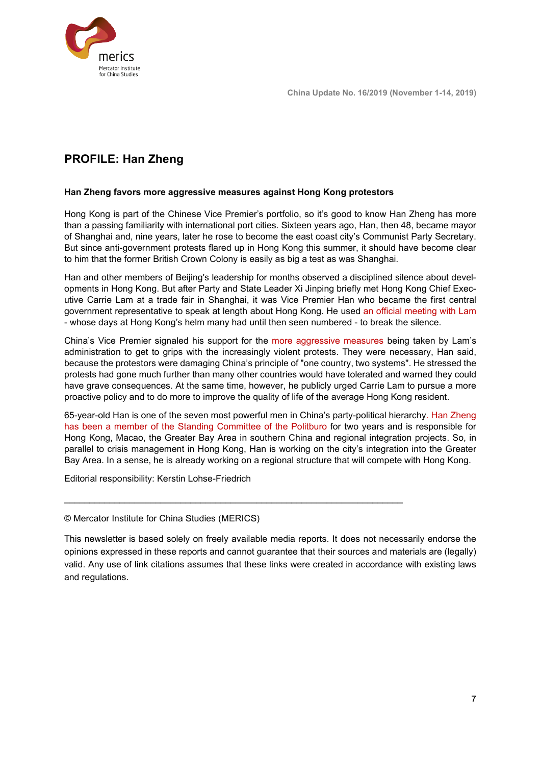## PROFILE: Han Zheng

**Han Zheng favors more aggressive measures against Hong Kong protestors**

Hong Kong is part of the Chinese Vice Premier's portfolio, so it's good to know Han Zheng has more than a passing familiarity with international port cities. Sixteen years ago, Han, then 48, became mayor of Shanghai and, nine years, later he rose to become the east coast city's Communist Party Secretary. But since anti-government protests flared up in Hong Kong this summer, it should have become clear to him that the former British Crown Colony is easily as big a test as was Shanghai.

Han and other members of Beijing's leadership for months observed a disciplined silence about developments in Hong Kong. But after Party and State Leader Xi Jinping briefly met Hong Kong Chief Executive Carrie Lam at a trade fair in Shanghai, it was Vice Premier Han who became the first central government representative to speak at length about Hong Kong. He used an official meeting with Lam - whose days at Hong Kong's helm many had until then seen numbered - to break the silence.

China's Vice Premier signaled his support for the more aggressive measures being taken by Lam's administration to get to grips with the increasingly violent protests. They were necessary, Han said, because the protestors were damaging China's principle of "one country, two systems". He stressed the protests had gone much further than many other countries would have tolerated and warned they could have grave consequences. At the same time, however, he publicly urged Carrie Lam to pursue a more proactive policy and to do more to improve the quality of life of the average Hong Kong resident.

65-year-old Han is one of the seven most powerful men in China's party-political hierarchy. Han Zheng has been a member of the Standing Committee of the Politburo for two years and is responsible for Hong Kong, Macao, the Greater Bay Area in southern China and regional integration projects. So, in parallel to crisis management in Hong Kong, Han is working on the city's integration into the Greater Bay Area. In a sense, he is already working on a regional structure that will compete with Hong Kong.

Editorial responsibility: Kerstin Lohse-Friedrich

---

© Mercator Institute for China Studies (MERICS)

This newsletter is based solely on freely available media reports. It does not necessarily endorse the opinions expressed in these reports and cannot guarantee that their sources and materials are (legally) valid. Any use of link citations assumes that these links were created in accordance with existing laws and regulations.